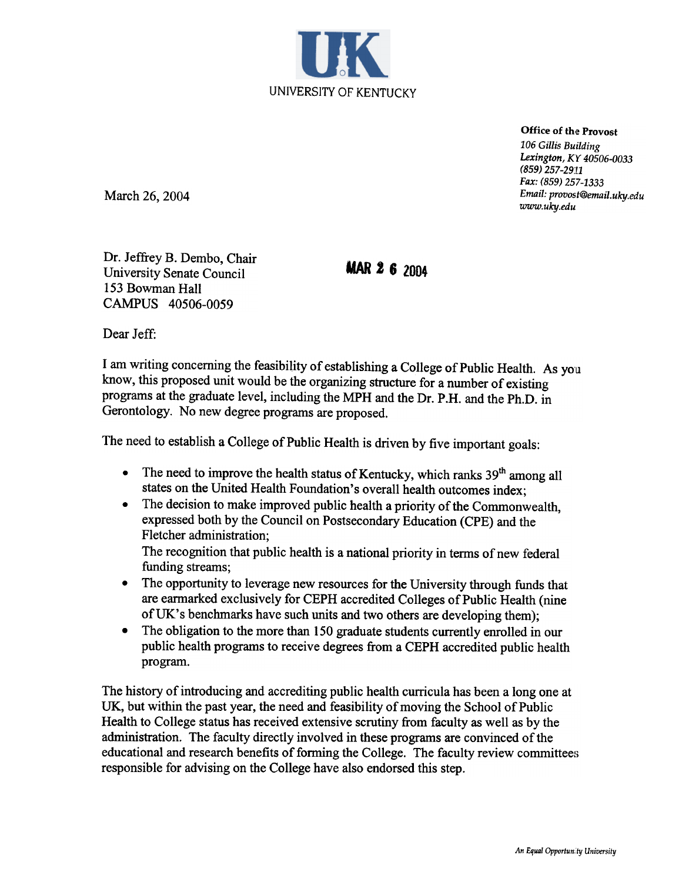UNIVERSITY OF KENTUCKY

**Office of the Provost**
*106 Gillis Building*
*Lexington, KY 40506-0033*
*(859) 257-2911*
*Fax: (859) 257-1333*
*Email: provost@email.uky.edu*
*www.uky.edu*

March 26, 2004

Dr. Jeffrey B. Dembo, Chair
University Senate Council
153 Bowman Hall
CAMPUS 40506-0059

MAR 2 6 2004

Dear Jeff:

I am writing concerning the feasibility of establishing a College of Public Health. As you know, this proposed unit would be the organizing structure for a number of existing programs at the graduate level, including the MPH and the Dr. P.H. and the Ph.D. in Gerontology. No new degree programs are proposed.

The need to establish a College of Public Health is driven by five important goals:

- The need to improve the health status of Kentucky, which ranks 39th among all states on the United Health Foundation's overall health outcomes index;
- The decision to make improved public health a priority of the Commonwealth, expressed both by the Council on Postsecondary Education (CPE) and the Fletcher administration;
  The recognition that public health is a national priority in terms of new federal funding streams;
- The opportunity to leverage new resources for the University through funds that are earmarked exclusively for CEPH accredited Colleges of Public Health (nine of UK's benchmarks have such units and two others are developing them);
- The obligation to the more than 150 graduate students currently enrolled in our public health programs to receive degrees from a CEPH accredited public health program.

The history of introducing and accrediting public health curricula has been a long one at UK, but within the past year, the need and feasibility of moving the School of Public Health to College status has received extensive scrutiny from faculty as well as by the administration. The faculty directly involved in these programs are convinced of the educational and research benefits of forming the College. The faculty review committees responsible for advising on the College have also endorsed this step.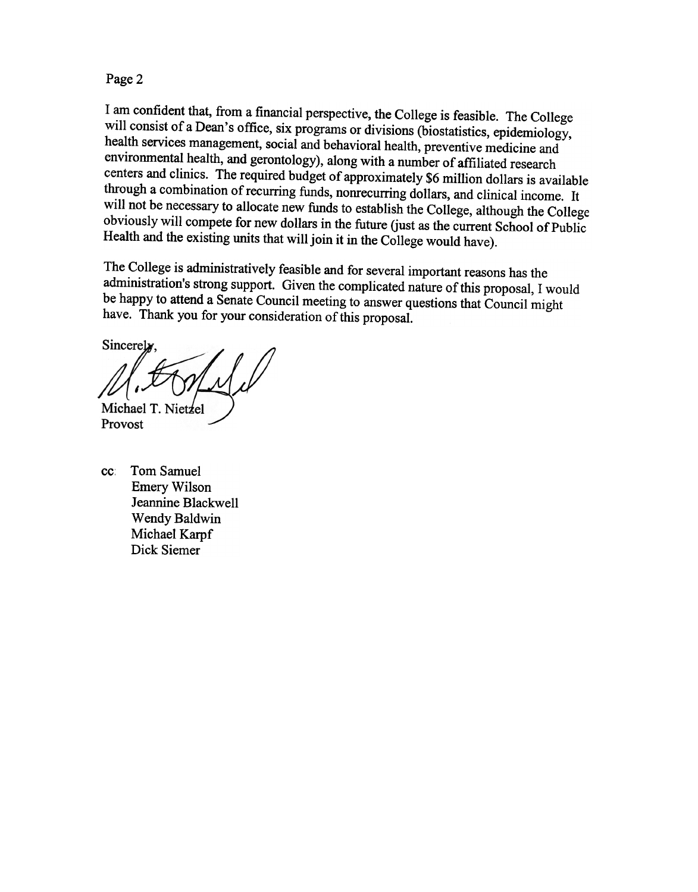I am confident that, from a financial perspective, the College is feasible. The College will consist of a Dean's office, six programs or divisions (biostatistics, epidemiology, health services management, social and behavioral health, preventive medicine and environmental health, and gerontology), along with a number of affiliated research centers and clinics. The required budget of approximately $6 million dollars is available through a combination of recurring funds, nonrecurring dollars, and clinical income. It will not be necessary to allocate new funds to establish the College, although the College obviously will compete for new dollars in the future (just as the current School of Public Health and the existing units that will join it in the College would have).

The College is administratively feasible and for several important reasons has the administration's strong support. Given the complicated nature of this proposal, I would be happy to attend a Senate Council meeting to answer questions that Council might have. Thank you for your consideration of this proposal.

Sincerely,

Michael T. Nietzel
Provost

cc: Tom Samuel
Emery Wilson
Jeannine Blackwell
Wendy Baldwin
Michael Karpf
Dick Siemer